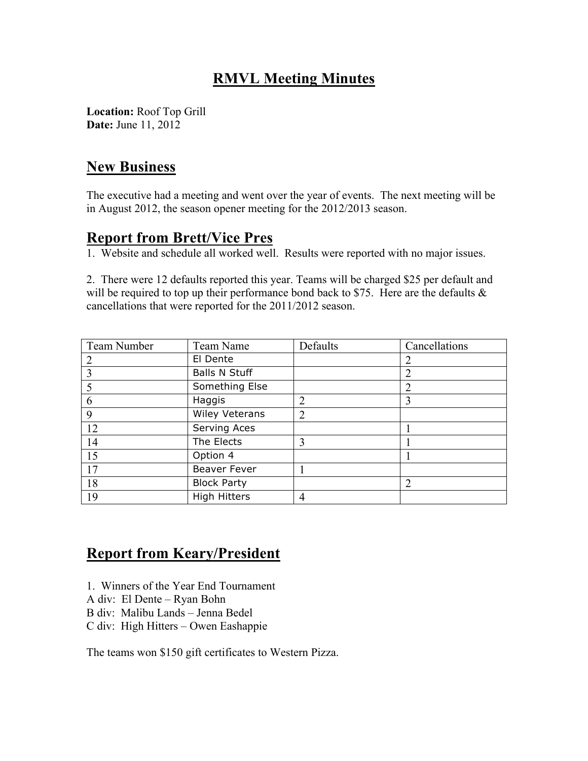# RMVL Meeting Minutes

**Location:** Roof Top Grill
**Date:** June 11, 2012

## New Business

The executive had a meeting and went over the year of events. The next meeting will be in August 2012, the season opener meeting for the 2012/2013 season.

## Report from Brett/Vice Pres

1. Website and schedule all worked well. Results were reported with no major issues.

2. There were 12 defaults reported this year. Teams will be charged $25 per default and will be required to top up their performance bond back to $75. Here are the defaults & cancellations that were reported for the 2011/2012 season.

| Team Number | Team Name | Defaults | Cancellations |
|---|---|---|---|
| 2 | El Dente | | 2 |
| 3 | Balls N Stuff | | 2 |
| 5 | Something Else | | 2 |
| 6 | Haggis | 2 | 3 |
| 9 | Wiley Veterans | 2 | |
| 12 | Serving Aces | | 1 |
| 14 | The Elects | 3 | 1 |
| 15 | Option 4 | | 1 |
| 17 | Beaver Fever | 1 | |
| 18 | Block Party | | 2 |
| 19 | High Hitters | 4 | |

## Report from Keary/President

1. Winners of the Year End Tournament
A div: El Dente – Ryan Bohn
B div: Malibu Lands – Jenna Bedel
C div: High Hitters – Owen Eashappie

The teams won $150 gift certificates to Western Pizza.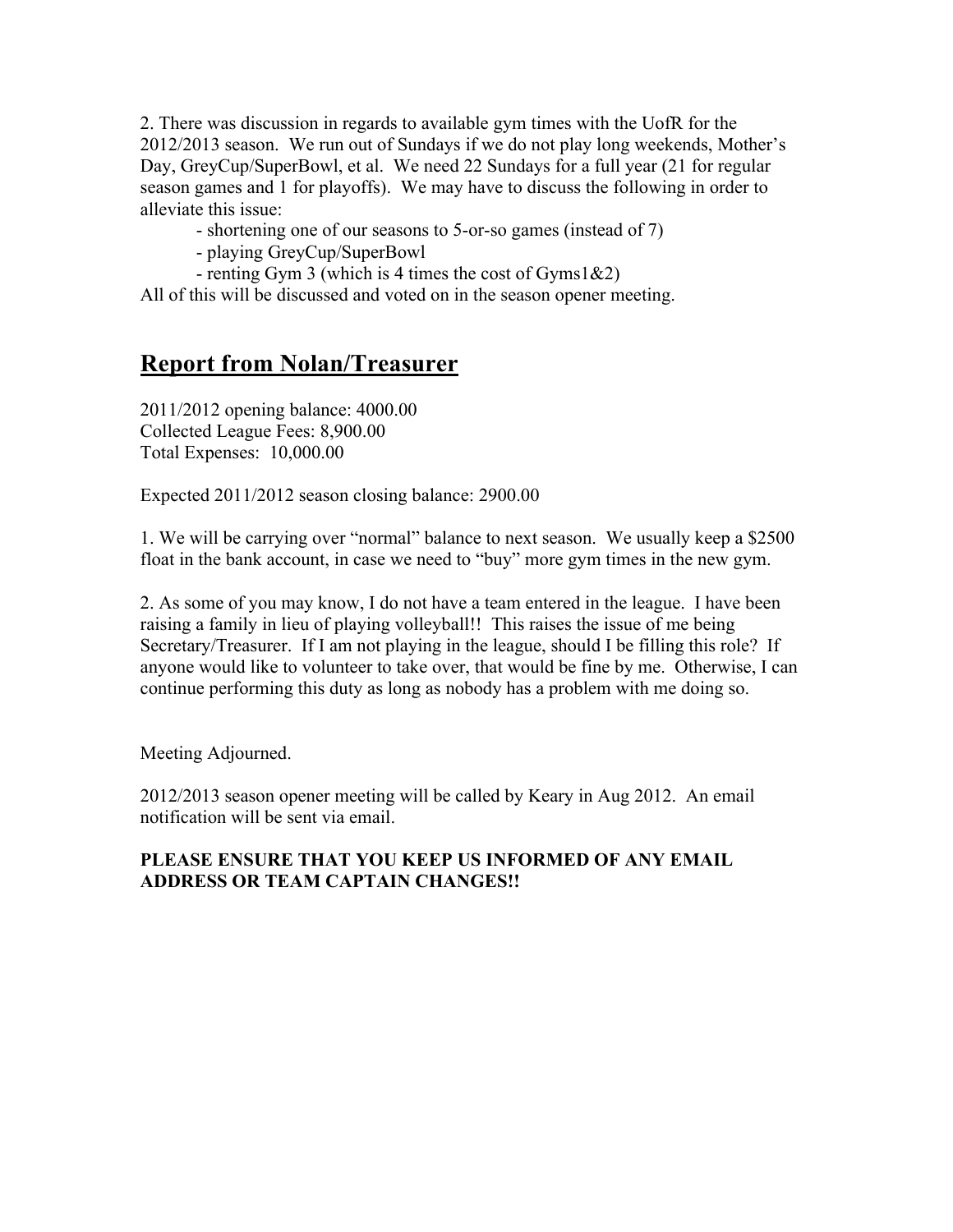2. There was discussion in regards to available gym times with the UofR for the 2012/2013 season. We run out of Sundays if we do not play long weekends, Mother's Day, GreyCup/SuperBowl, et al. We need 22 Sundays for a full year (21 for regular season games and 1 for playoffs). We may have to discuss the following in order to alleviate this issue:

- shortening one of our seasons to 5-or-so games (instead of 7)
- playing GreyCup/SuperBowl
- renting Gym 3 (which is 4 times the cost of Gyms1&2)

All of this will be discussed and voted on in the season opener meeting.

## **Report from Nolan/Treasurer**

2011/2012 opening balance: 4000.00
Collected League Fees: 8,900.00
Total Expenses: 10,000.00

Expected 2011/2012 season closing balance: 2900.00

1. We will be carrying over "normal" balance to next season. We usually keep a $2500 float in the bank account, in case we need to "buy" more gym times in the new gym.

2. As some of you may know, I do not have a team entered in the league. I have been raising a family in lieu of playing volleyball!! This raises the issue of me being Secretary/Treasurer. If I am not playing in the league, should I be filling this role? If anyone would like to volunteer to take over, that would be fine by me. Otherwise, I can continue performing this duty as long as nobody has a problem with me doing so.

Meeting Adjourned.

2012/2013 season opener meeting will be called by Keary in Aug 2012. An email notification will be sent via email.

**PLEASE ENSURE THAT YOU KEEP US INFORMED OF ANY EMAIL ADDRESS OR TEAM CAPTAIN CHANGES!!**